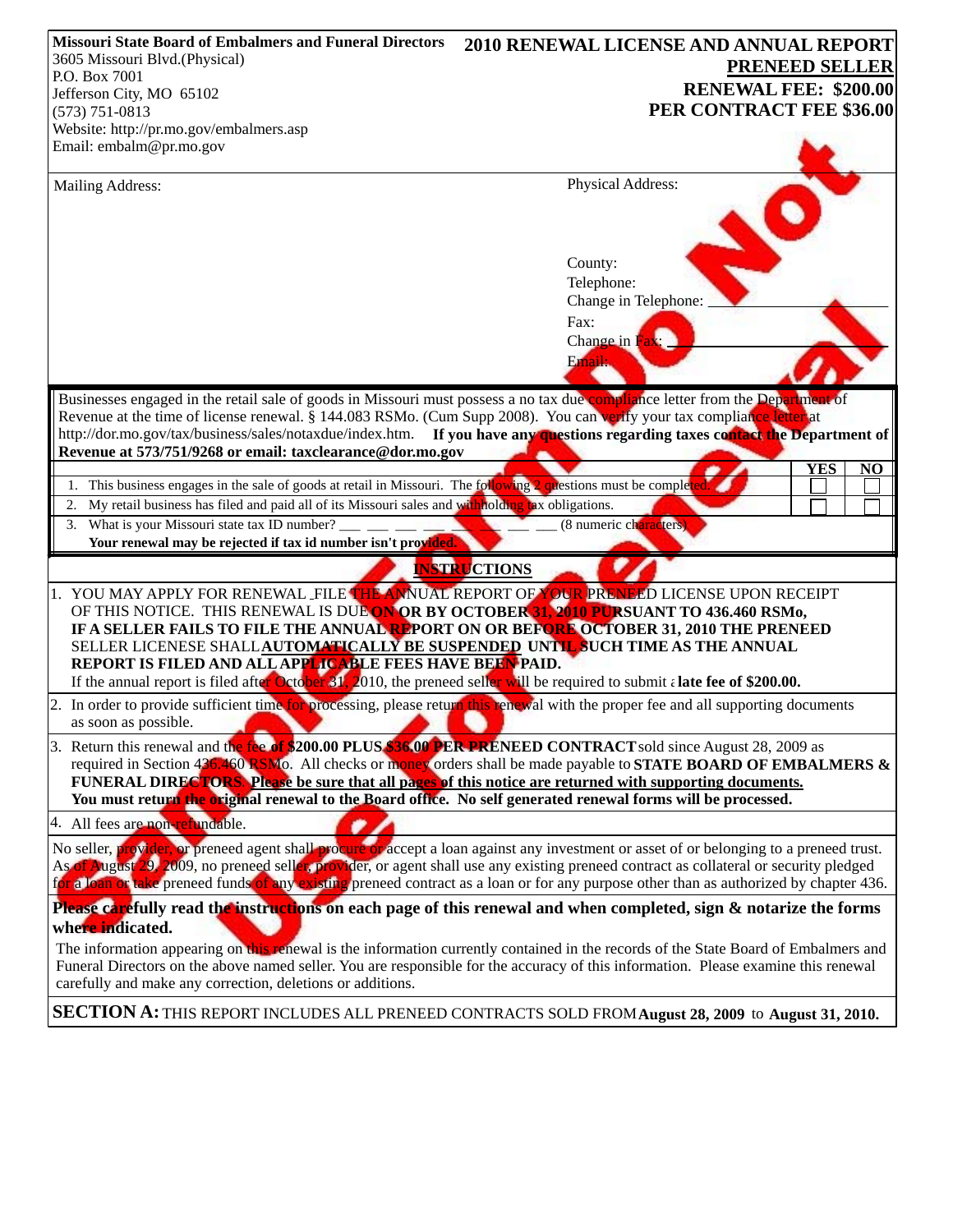**Missouri State Board of Embalmers and Funeral Directors**
3605 Missouri Blvd.(Physical)
P.O. Box 7001
Jefferson City, MO 65102
(573) 751-0813
Website: http://pr.mo.gov/embalmers.asp
Email: embalm@pr.mo.gov

# 2010 RENEWAL LICENSE AND ANNUAL REPORT

## PRENEED SELLER

**RENEWAL FEE: $200.00**
**PER CONTRACT FEE $36.00**

Sample Do Not Use Form For Renewal

Mailing Address:

Physical Address:

County:
Telephone:
Change in Telephone: ____________________
Fax:
Change in Fax: ____________________
Email:

Businesses engaged in the retail sale of goods in Missouri must possess a no tax due compliance letter from the Department of Revenue at the time of license renewal. § 144.083 RSMo. (Cum Supp 2008). You can verify your tax compliance letter at http://dor.mo.gov/tax/business/sales/notaxdue/index.htm. **If you have any questions regarding taxes contact the Department of Revenue at 573/751/9268 or email: taxclearance@dor.mo.gov**

| | YES | NO |
|---|---|---|
| 1. This business engages in the sale of goods at retail in Missouri. The following 2 questions must be completed. | ☐ | ☐ |
| 2. My retail business has filed and paid all of its Missouri sales and withholding tax obligations. | ☐ | ☐ |
| 3. What is your Missouri state tax ID number? ___ ___ ___ ___ ___ ___ ___ ___ (8 numeric characters) **Your renewal may be rejected if tax id number isn't provided.** | | |

## INSTRUCTIONS

1. YOU MAY APPLY FOR RENEWAL FILE THE ANNUAL REPORT OF YOUR PRENEED LICENSE UPON RECEIPT OF THIS NOTICE. THIS RENEWAL IS DUE **ON OR BY OCTOBER 31, 2010 PURSUANT TO 436.460 RSMo, IF A SELLER FAILS TO FILE THE ANNUAL REPORT ON OR BEFORE OCTOBER 31, 2010 THE PRENEED** SELLER LICENESE SHALL **AUTOMATICALLY BE SUSPENDED UNTIL SUCH TIME AS THE ANNUAL REPORT IS FILED AND ALL APPLICABLE FEES HAVE BEEN PAID.**
   If the annual report is filed after October 31, 2010, the preneed seller will be required to submit a **late fee of $200.00.**
2. In order to provide sufficient time for processing, please return this renewal with the proper fee and all supporting documents as soon as possible.
3. Return this renewal and the fee **of $200.00 PLUS $36.00 PER PRENEED CONTRACT** sold since August 28, 2009 as required in Section 436.460 RSMo. All checks or money orders shall be made payable to **STATE BOARD OF EMBALMERS & FUNERAL DIRECTORS. Please be sure that all pages of this notice are returned with supporting documents. You must return the original renewal to the Board office. No self generated renewal forms will be processed.**
4. All fees are non-refundable.

No seller, provider, or preneed agent shall procure or accept a loan against any investment or asset of or belonging to a preneed trust. As of August 29, 2009, no preneed seller, provider, or agent shall use any existing preneed contract as collateral or security pledged for a loan or take preneed funds of any existing preneed contract as a loan or for any purpose other than as authorized by chapter 436.

**Please carefully read the instructions on each page of this renewal and when completed, sign & notarize the forms where indicated.**

The information appearing on this renewal is the information currently contained in the records of the State Board of Embalmers and Funeral Directors on the above named seller. You are responsible for the accuracy of this information. Please examine this renewal carefully and make any correction, deletions or additions.

**SECTION A:** THIS REPORT INCLUDES ALL PRENEED CONTRACTS SOLD FROM **August 28, 2009** to **August 31, 2010.**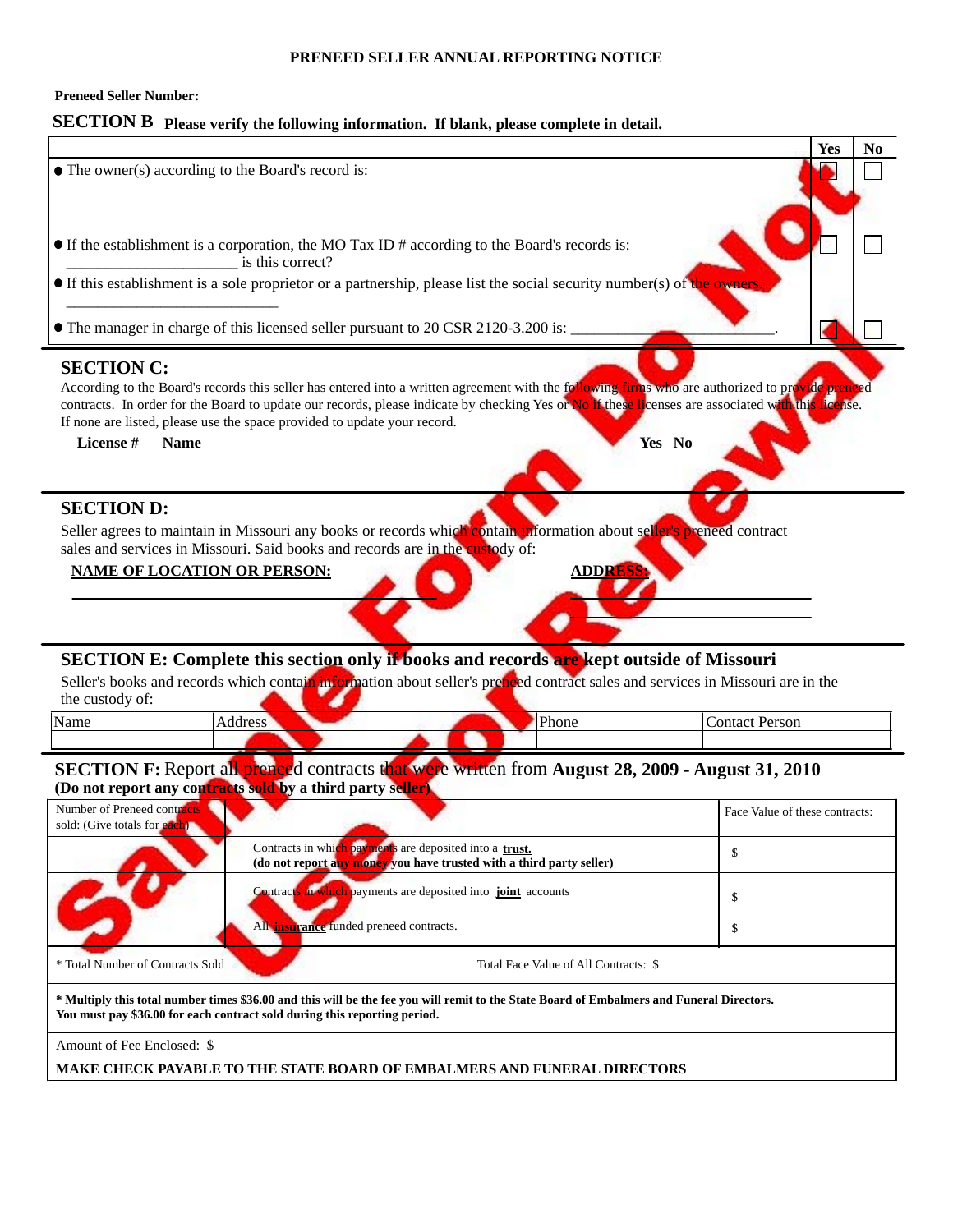## PRENEED SELLER ANNUAL REPORTING NOTICE

**Preneed Seller Number:**

**SECTION B** **Please verify the following information. If blank, please complete in detail.**

| | Yes | No |
|---|---|---|
| ● The owner(s) according to the Board's record is: | ☐ | ☐ |
| ● If the establishment is a corporation, the MO Tax ID # according to the Board's records is: ____________________ is this correct? | ☐ | ☐ |
| ● If this establishment is a sole proprietor or a partnership, please list the social security number(s) of the owners. ________________________ | | |
| ● The manager in charge of this licensed seller pursuant to 20 CSR 2120-3.200 is: ______________________. | ☐ | ☐ |

**SECTION C:**

According to the Board's records this seller has entered into a written agreement with the following firms who are authorized to provide preneed contracts. In order for the Board to update our records, please indicate by checking Yes or No if these licenses are associated with this license. If none are listed, please use the space provided to update your record.

| License # | Name | Yes | No |
|---|---|---|---|
| | | | |

**SECTION D:**

Seller agrees to maintain in Missouri any books or records which contain information about seller's preneed contract sales and services in Missouri. Said books and records are in the custody of:

**NAME OF LOCATION OR PERSON:** ______________________ **ADDRESS:** ______________________

**SECTION E: Complete this section only if books and records are kept outside of Missouri**

Seller's books and records which contain information about seller's preneed contract sales and services in Missouri are in the the custody of:

| Name | Address | Phone | Contact Person |
|---|---|---|---|
| | | | |

**SECTION F:** Report all preneed contracts that were written from **August 28, 2009 - August 31, 2010**
**(Do not report any contracts sold by a third party seller)**

| Number of Preneed contracts sold: (Give totals for each) | | Face Value of these contracts: |
|---|---|---|
| | Contracts in which payments are deposited into a **trust.** **(do not report any money you have trusted with a third party seller)** | $ |
| | Contracts in which payments are deposited into **joint** accounts | $ |
| | All **insurance** funded preneed contracts. | $ |
| * Total Number of Contracts Sold | Total Face Value of All Contracts: $ | |

**\* Multiply this total number times $36.00 and this will be the fee you will remit to the State Board of Embalmers and Funeral Directors. You must pay $36.00 for each contract sold during this reporting period.**

Amount of Fee Enclosed: $

**MAKE CHECK PAYABLE TO THE STATE BOARD OF EMBALMERS AND FUNERAL DIRECTORS**

Sample Form Do Not Use For Renewal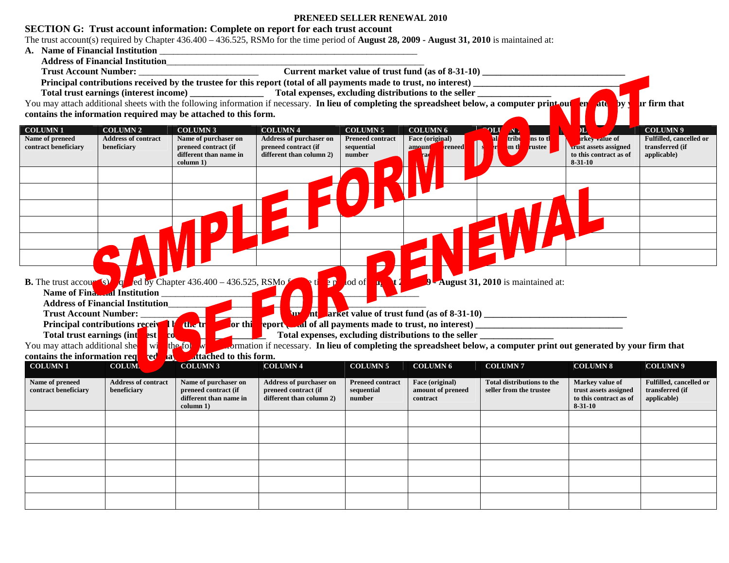# PRENEED SELLER RENEWAL 2010

## SECTION G: Trust account information: Complete on report for each trust account

The trust account(s) required by Chapter 436.400 – 436.525, RSMo for the time period of **August 28, 2009 - August 31, 2010** is maintained at:

**A. Name of Financial Institution** ___________________________________________________________

**Address of Financial Institution**___________________________________________________________

**Trust Account Number:** ___________________________ **Current market value of trust fund (as of 8-31-10)** _______________________________

**Principal contributions received by the trustee for this report (total of all payments made to trust, no interest)** _______________________________

**Total trust earnings (interest income)** ________________ **Total expenses, excluding distributions to the seller** ________________

You may attach additional sheets with the following information if necessary. **In lieu of completing the spreadsheet below, a computer print out generated by your firm that contains the information required may be attached to this form.**

| COLUMN 1 | COLUMN 2 | COLUMN 3 | COLUMN 4 | COLUMN 5 | COLUMN 6 | COLUMN 7 | COLUMN 8 | COLUMN 9 |
|---|---|---|---|---|---|---|---|---|
| Name of preneed contract beneficiary | Address of contract beneficiary | Name of purchaser on preneed contract (if different than name in column 1) | Address of purchaser on preneed contract (if different than column 2) | Preneed contract sequential number | Face (original) amount of preneed contract | Total distributions to the seller from the trustee | Markey value of trust assets assigned to this contract as of 8-31-10 | Fulfilled, cancelled or transferred (if applicable) |
| | | | | | | | | |
| | | | | | | | | |
| | | | | | | | | |
| | | | | | | | | |
| | | | | | | | | |
| | | | | | | | | |

SAMPLE FORM DO NOT USE FOR RENEWAL

**B.** The trust account(s) required by Chapter 436.400 – 436.525, RSMo for the time period of **August 28, 2009 - August 31, 2010** is maintained at:

**Name of Financial Institution** ___________________________________________________________

**Address of Financial Institution**___________________________________________________________

**Trust Account Number:** ___________________________ **Current market value of trust fund (as of 8-31-10)** _______________________________

**Principal contributions received by the trustee for this report (total of all payments made to trust, no interest)** _______________________________

**Total trust earnings (interest income)** ________________ **Total expenses, excluding distributions to the seller** ________________

You may attach additional sheets with the following information if necessary. **In lieu of completing the spreadsheet below, a computer print out generated by your firm that contains the information required may be attached to this form.**

| COLUMN 1 | COLUMN 2 | COLUMN 3 | COLUMN 4 | COLUMN 5 | COLUMN 6 | COLUMN 7 | COLUMN 8 | COLUMN 9 |
|---|---|---|---|---|---|---|---|---|
| Name of preneed contract beneficiary | Address of contract beneficiary | Name of purchaser on preneed contract (if different than name in column 1) | Address of purchaser on preneed contract (if different than column 2) | Preneed contract sequential number | Face (original) amount of preneed contract | Total distributions to the seller from the trustee | Markey value of trust assets assigned to this contract as of 8-31-10 | Fulfilled, cancelled or transferred (if applicable) |
| | | | | | | | | |
| | | | | | | | | |
| | | | | | | | | |
| | | | | | | | | |
| | | | | | | | | |
| | | | | | | | | |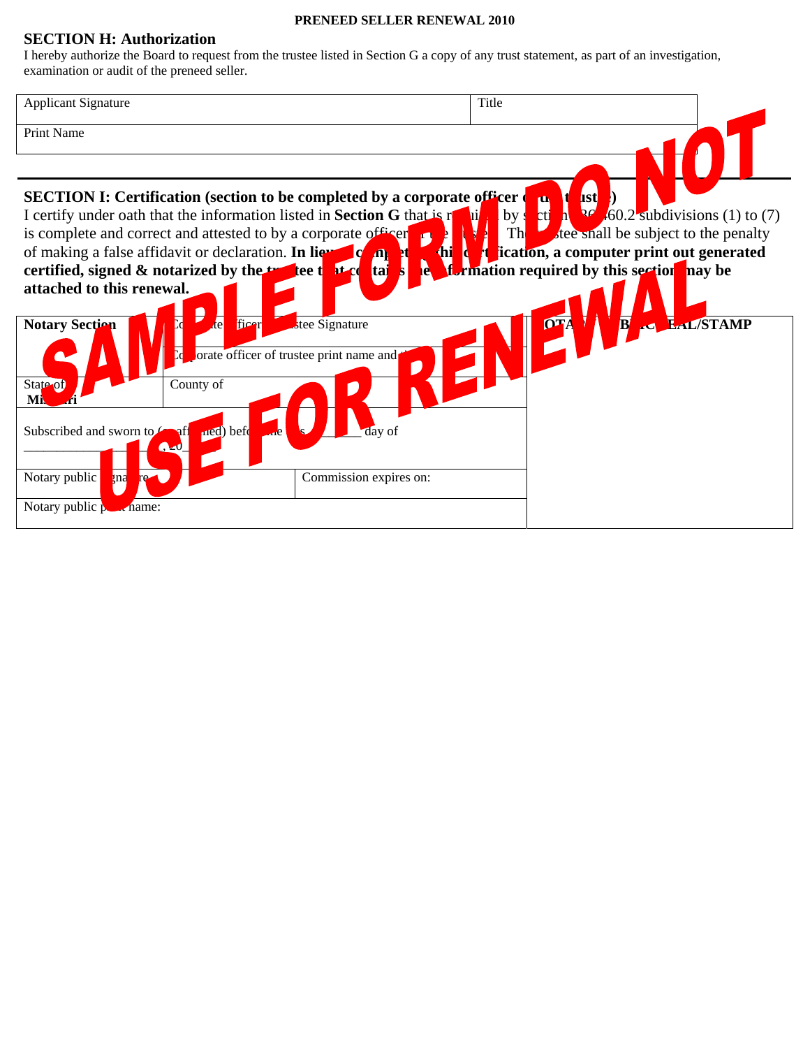PRENEED SELLER RENEWAL 2010

## SECTION H: Authorization

I hereby authorize the Board to request from the trustee listed in Section G a copy of any trust statement, as part of an investigation, examination or audit of the preneed seller.

| Applicant Signature | Title |
|---|---|
| Print Name | |

SAMPLE FORM DO NOT USE FOR RENEWAL

## SECTION I: Certification (section to be completed by a corporate officer of the trustee)

I certify under oath that the information listed in **Section G** that is required by section 436.460.2 subdivisions (1) to (7) is complete and correct and attested to by a corporate officer of the trustee. The trustee shall be subject to the penalty of making a false affidavit or declaration. **In lieu of completing this certification, a computer print out generated certified, signed & notarized by the trustee that contains the information required by this section may be attached to this renewal.**

| Notary Section | Corporate officer of trustee Signature | | NOTARY PUBLIC SEAL/STAMP |
|---|---|---|---|
| | Corporate officer of trustee print name and title | | |
| State of Missouri | County of | | |
| Subscribed and sworn to (or affirmed) before me this _______ day of _______________, 20___ | | | |
| Notary public signature | | Commission expires on: | |
| Notary public print name: | | | |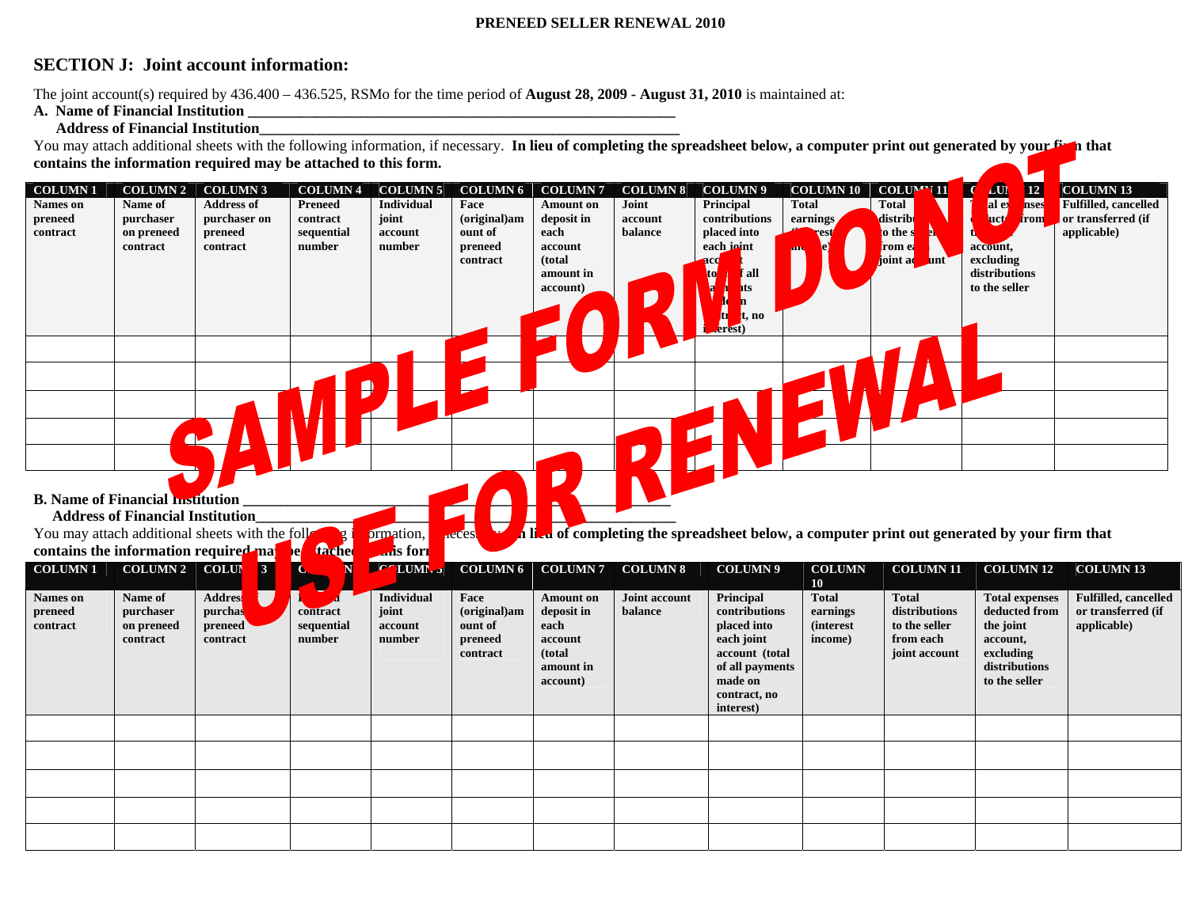**PRENEED SELLER RENEWAL 2010**

## SECTION J: Joint account information:

The joint account(s) required by 436.400 – 436.525, RSMo for the time period of **August 28, 2009 - August 31, 2010** is maintained at:

**A. Name of Financial Institution** ________________________________________________

**Address of Financial Institution**________________________________________________

You may attach additional sheets with the following information, if necessary. **In lieu of completing the spreadsheet below, a computer print out generated by your firm that contains the information required may be attached to this form.**

| COLUMN 1 | COLUMN 2 | COLUMN 3 | COLUMN 4 | COLUMN 5 | COLUMN 6 | COLUMN 7 | COLUMN 8 | COLUMN 9 | COLUMN 10 | COLUMN 11 | COLUMN 12 | COLUMN 13 |
|---|---|---|---|---|---|---|---|---|---|---|---|---|
| Names on preneed contract | Name of purchaser on preneed contract | Address of purchaser on preneed contract | Preneed contract sequential number | Individual joint account number | Face (original)amount of preneed contract | Amount on deposit in each account (total amount in account) | Joint account balance | Principal contributions placed into each joint account (total of all payments made on contract, no interest) | Total earnings (interest income) | Total distributions to the seller from each joint account | Total expenses deducted from the joint account, excluding distributions to the seller | Fulfilled, cancelled or transferred (if applicable) |
| | | | | | | | | | | | | |
| | | | | | | | | | | | | |
| | | | | | | | | | | | | |
| | | | | | | | | | | | | |
| | | | | | | | | | | | | |

**B. Name of Financial Institution** ________________________________________________

**Address of Financial Institution**________________________________________________

You may attach additional sheets with the following information, if necessary. **In lieu of completing the spreadsheet below, a computer print out generated by your firm that contains the information required may be attached to this form.**

| COLUMN 1 | COLUMN 2 | COLUMN 3 | COLUMN 4 | COLUMN 5 | COLUMN 6 | COLUMN 7 | COLUMN 8 | COLUMN 9 | COLUMN 10 | COLUMN 11 | COLUMN 12 | COLUMN 13 |
|---|---|---|---|---|---|---|---|---|---|---|---|---|
| Names on preneed contract | Name of purchaser on preneed contract | Address of purchaser on preneed contract | Preneed contract sequential number | Individual joint account number | Face (original)amount of preneed contract | Amount on deposit in each account (total amount in account) | Joint account balance | Principal contributions placed into each joint account (total of all payments made on contract, no interest) | Total earnings (interest income) | Total distributions to the seller from each joint account | Total expenses deducted from the joint account, excluding distributions to the seller | Fulfilled, cancelled or transferred (if applicable) |
| | | | | | | | | | | | | |
| | | | | | | | | | | | | |
| | | | | | | | | | | | | |
| | | | | | | | | | | | | |
| | | | | | | | | | | | | |

SAMPLE FORM DO NOT USE FOR RENEWAL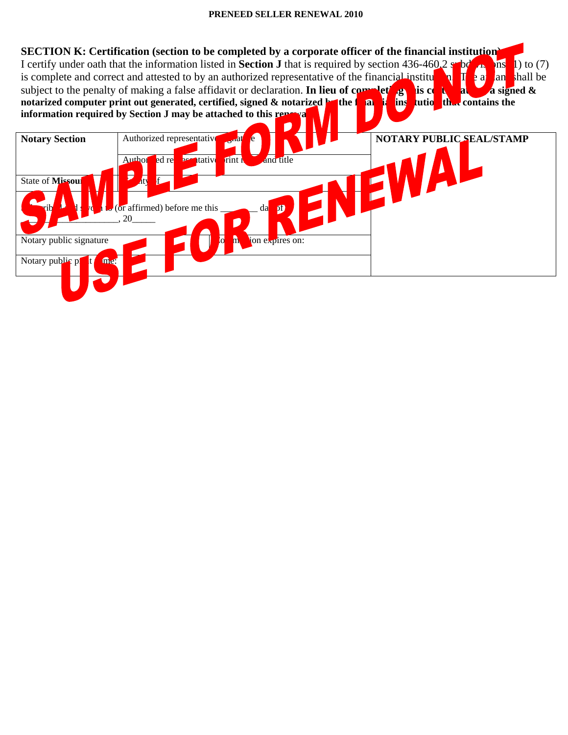PRENEED SELLER RENEWAL 2010

**SECTION K: Certification (section to be completed by a corporate officer of the financial institution)**
I certify under oath that the information listed in **Section J** that is required by section 436-460.2 subdivisions (1) to (7) is complete and correct and attested to by an authorized representative of the financial institution. The affiant shall be subject to the penalty of making a false affidavit or declaration. **In lieu of completing this certification, a signed & notarized computer print out generated, certified, signed & notarized by the financial institution that contains the information required by Section J may be attached to this renewal.**

SAMPLE FORM DO NOT USE FOR RENEWAL

| **Notary Section** | Authorized representative signature | | **NOTARY PUBLIC SEAL/STAMP** |
|---|---|---|---|
| | Authorized representative print name and title | | |
| State of **Missouri** | County of | | |
| Subscribed and sworn to (or affirmed) before me this ________ day of ________________, 20_____ | | | |
| Notary public signature | | Commission expires on: | |
| Notary public print name: | | | |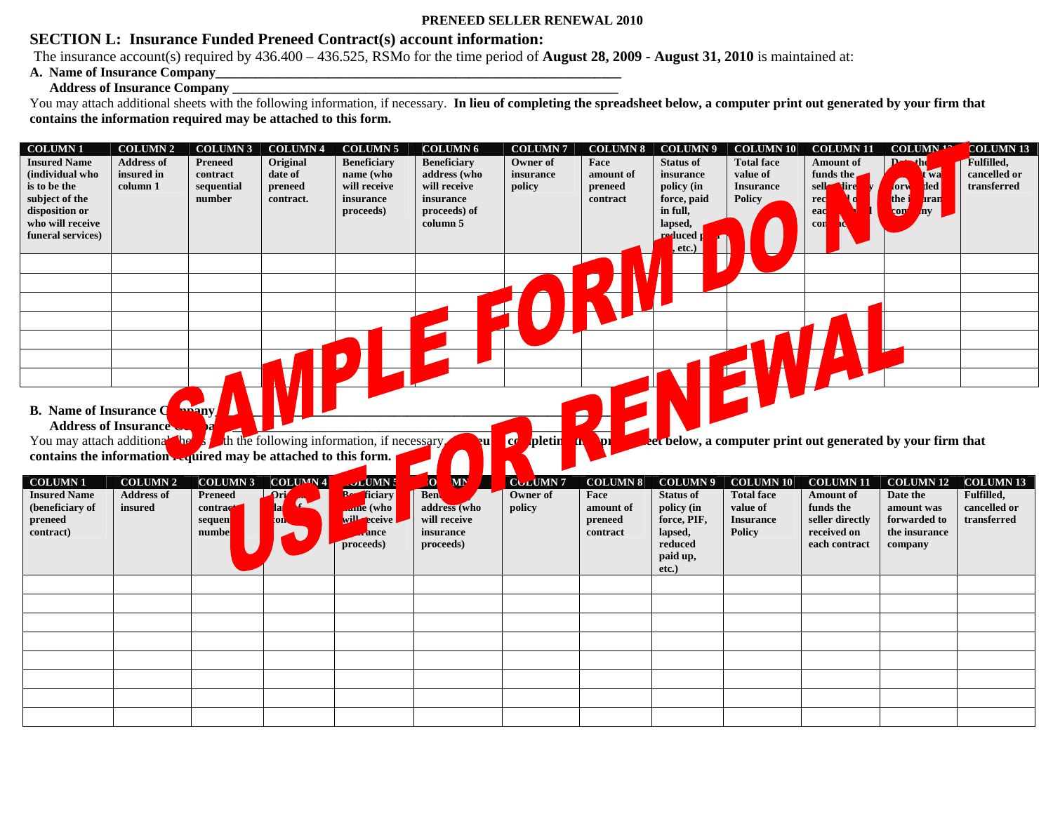PRENEED SELLER RENEWAL 2010

## SECTION L: Insurance Funded Preneed Contract(s) account information:

The insurance account(s) required by 436.400 – 436.525, RSMo for the time period of **August 28, 2009 - August 31, 2010** is maintained at:

**A. Name of Insurance Company**\_\_\_\_\_\_\_\_\_\_\_\_\_\_\_\_\_\_\_\_\_\_\_\_\_\_\_\_\_\_\_\_\_\_\_\_\_\_\_\_\_\_\_\_\_\_\_\_\_\_\_\_\_\_\_\_\_\_

**Address of Insurance Company** \_\_\_\_\_\_\_\_\_\_\_\_\_\_\_\_\_\_\_\_\_\_\_\_\_\_\_\_\_\_\_\_\_\_\_\_\_\_\_\_\_\_\_\_\_\_\_\_\_\_\_\_\_\_\_\_

You may attach additional sheets with the following information, if necessary. **In lieu of completing the spreadsheet below, a computer print out generated by your firm that contains the information required may be attached to this form.**

SAMPLE FORM DO NOT USE FOR RENEWAL

| COLUMN 1 | COLUMN 2 | COLUMN 3 | COLUMN 4 | COLUMN 5 | COLUMN 6 | COLUMN 7 | COLUMN 8 | COLUMN 9 | COLUMN 10 | COLUMN 11 | COLUMN 12 | COLUMN 13 |
|---|---|---|---|---|---|---|---|---|---|---|---|---|
| Insured Name (individual who is to be the subject of the disposition or who will receive funeral services) | Address of insured in column 1 | Preneed contract sequential number | Original date of preneed contract. | Beneficiary name (who will receive insurance proceeds) | Beneficiary address (who will receive insurance proceeds) of column 5 | Owner of insurance policy | Face amount of preneed contract | Status of insurance policy (in force, paid in full, lapsed, reduced paid up, etc.) | Total face value of Insurance Policy | Amount of funds the seller directly received on each contract | Date the amount was forwarded to the insurance company | Fulfilled, cancelled or transferred |
| | | | | | | | | | | | | |
| | | | | | | | | | | | | |
| | | | | | | | | | | | | |
| | | | | | | | | | | | | |
| | | | | | | | | | | | | |
| | | | | | | | | | | | | |
| | | | | | | | | | | | | |

**B. Name of Insurance Company**\_\_\_\_\_\_\_\_\_\_\_\_\_\_\_\_\_\_\_\_\_\_\_\_\_\_\_\_\_\_\_\_\_\_\_\_\_\_\_\_\_\_\_\_\_\_\_\_\_\_\_\_\_\_\_\_\_\_

**Address of Insurance Company** \_\_\_\_\_\_\_\_\_\_\_\_\_\_\_\_\_\_\_\_\_\_\_\_\_\_\_\_\_\_\_\_\_\_\_\_\_\_\_\_\_\_\_\_\_\_\_\_\_\_\_\_\_\_\_\_

You may attach additional sheets with the following information, if necessary. **In lieu of completing the spreadsheet below, a computer print out generated by your firm that contains the information required may be attached to this form.**

| COLUMN 1 | COLUMN 2 | COLUMN 3 | COLUMN 4 | COLUMN 5 | COLUMN 6 | COLUMN 7 | COLUMN 8 | COLUMN 9 | COLUMN 10 | COLUMN 11 | COLUMN 12 | COLUMN 13 |
|---|---|---|---|---|---|---|---|---|---|---|---|---|
| Insured Name (beneficiary of preneed contract) | Address of insured | Preneed contract sequential number | Original date of contract | Beneficiary name (who will receive insurance proceeds) | Beneficiary address (who will receive insurance proceeds) | Owner of policy | Face amount of preneed contract | Status of policy (in force, PIF, lapsed, reduced paid up, etc.) | Total face value of Insurance Policy | Amount of funds the seller directly received on each contract | Date the amount was forwarded to the insurance company | Fulfilled, cancelled or transferred |
| | | | | | | | | | | | | |
| | | | | | | | | | | | | |
| | | | | | | | | | | | | |
| | | | | | | | | | | | | |
| | | | | | | | | | | | | |
| | | | | | | | | | | | | |
| | | | | | | | | | | | | |
| | | | | | | | | | | | | |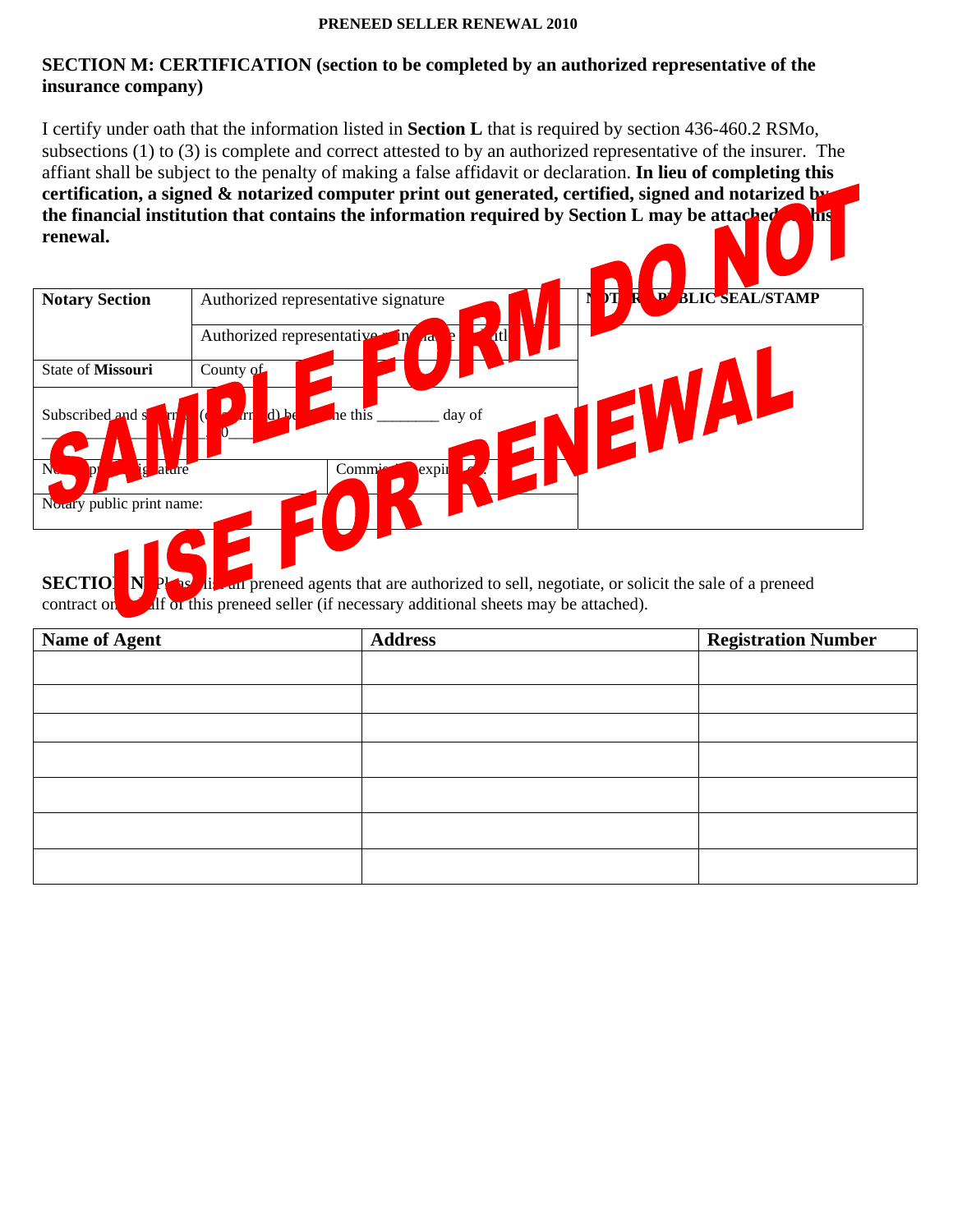**PRENEED SELLER RENEWAL 2010**

## SECTION M: CERTIFICATION (section to be completed by an authorized representative of the insurance company)

I certify under oath that the information listed in **Section L** that is required by section 436-460.2 RSMo, subsections (1) to (3) is complete and correct attested to by an authorized representative of the insurer. The affiant shall be subject to the penalty of making a false affidavit or declaration. **In lieu of completing this certification, a signed & notarized computer print out generated, certified, signed and notarized by the financial institution that contains the information required by Section L may be attached to this renewal.**

SAMPLE FORM DO NOT USE FOR RENEWAL

| **Notary Section** | Authorized representative signature | | NOTARY PUBLIC SEAL/STAMP |
|---|---|---|---|
| | Authorized representative printed name & title | | |
| State of **Missouri** | County of | | |
| Subscribed and sworn to (or affirmed) before me this ________ day of ______________, 20____ | | | |
| Notary public signature | | Commission expires: | |
| Notary public print name: | | | |

**SECTION N**: Please list all preneed agents that are authorized to sell, negotiate, or solicit the sale of a preneed contract on behalf of this preneed seller (if necessary additional sheets may be attached).

| Name of Agent | Address | Registration Number |
|---|---|---|
| | | |
| | | |
| | | |
| | | |
| | | |
| | | |
| | | |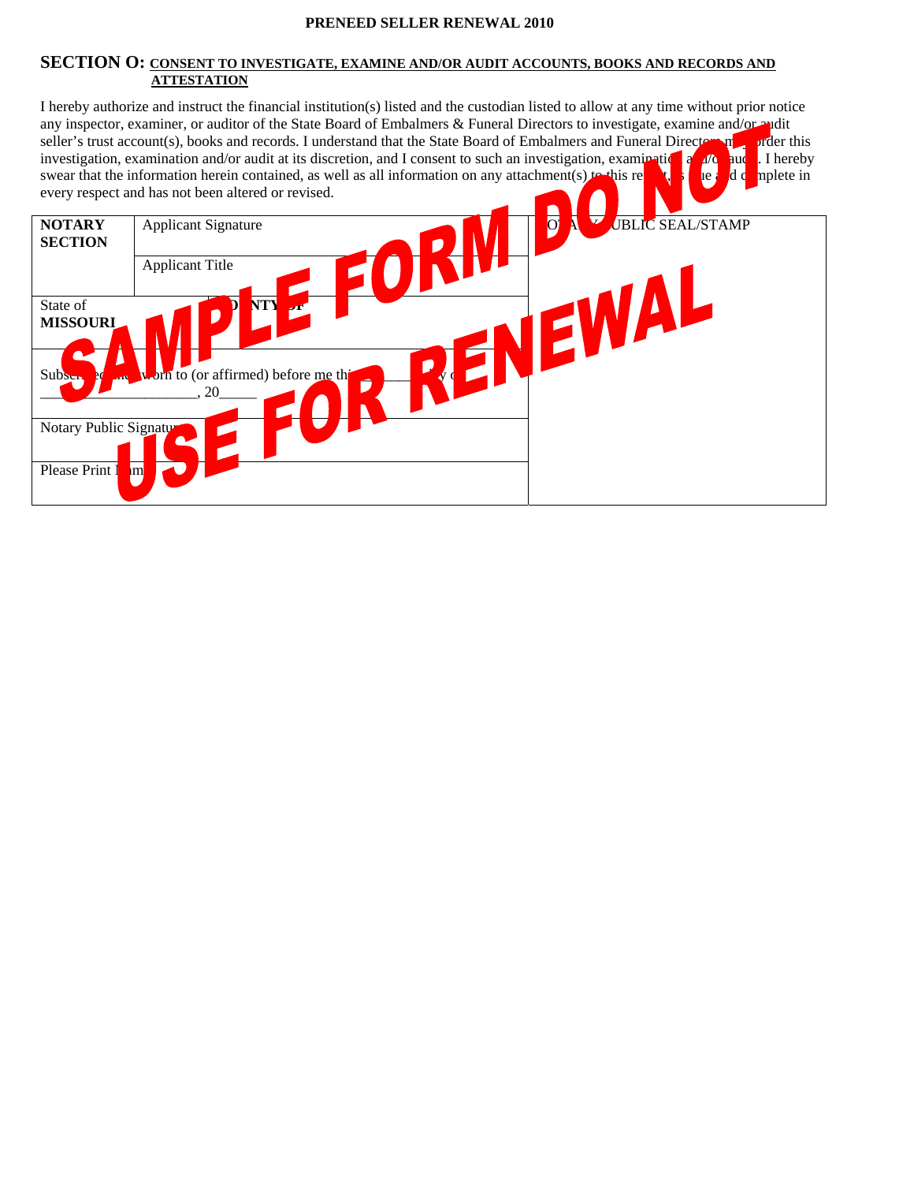PRENEED SELLER RENEWAL 2010

## SECTION O: CONSENT TO INVESTIGATE, EXAMINE AND/OR AUDIT ACCOUNTS, BOOKS AND RECORDS AND ATTESTATION

I hereby authorize and instruct the financial institution(s) listed and the custodian listed to allow at any time without prior notice any inspector, examiner, or auditor of the State Board of Embalmers & Funeral Directors to investigate, examine and/or audit seller's trust account(s), books and records. I understand that the State Board of Embalmers and Funeral Directors may order this investigation, examination and/or audit at its discretion, and I consent to such an investigation, examination and/or audit. I hereby swear that the information herein contained, as well as all information on any attachment(s) to this report, is true and complete in every respect and has not been altered or revised.

SAMPLE FORM DO NOT USE FOR RENEWAL

| | | | |
|---|---|---|---|
| **NOTARY SECTION** | Applicant Signature | | NOTARY PUBLIC SEAL/STAMP |
| | Applicant Title | | |
| State of **MISSOURI** | | **COUNTY OF** | |
| Subscribed and sworn to (or affirmed) before me this ______ day of ____________________, 20_____ | | | |
| Notary Public Signature | | | |
| Please Print Name | | | |